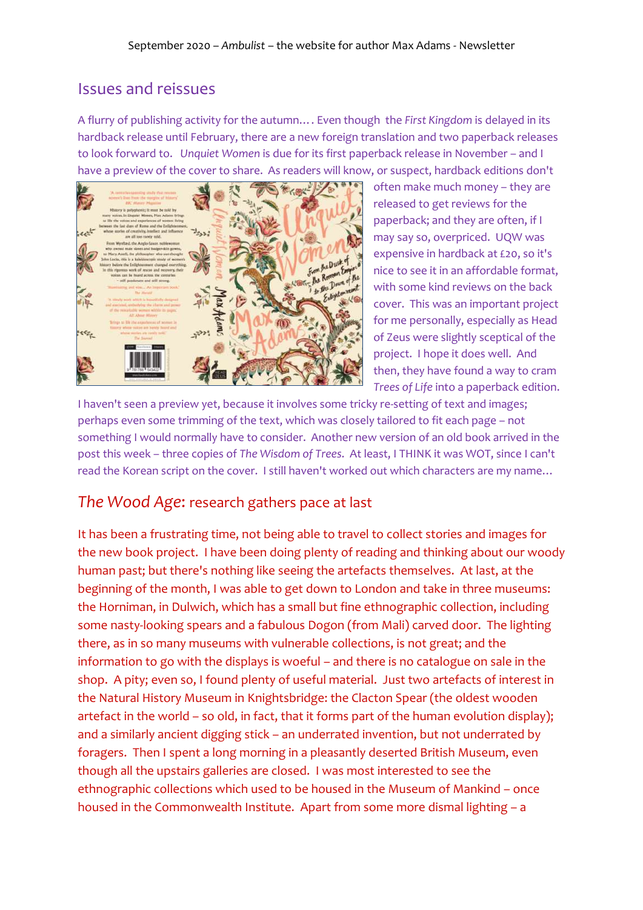## Issues and reissues

A flurry of publishing activity for the autumn…. Even though the *First Kingdom* is delayed in its hardback release until February, there are a new foreign translation and two paperback releases to look forward to. *Unquiet Women* is due for its first paperback release in November – and I have a preview of the cover to share. As readers will know, or suspect, hardback editions don't often make much money – they are released to get reviews for the paperback; and they are often, if I may say so, overpriced. UQW was expensive in hardback at £20, so it's nice to see it in an affordable format, with some kind reviews on the back cover. This was an important project for me personally, especially as Head of Zeus were slightly sceptical of the project. I hope it does well. And then, they have found a way to cram *Trees of Life* into a paperback edition. I haven't seen a preview yet, because it involves some tricky re-setting of text and images; perhaps even some trimming of the text, which was closely tailored to fit each page – not something I would normally have to consider. Another new version of an old book arrived in the post this week – three copies of *The Wisdom of Trees*. At least, I THINK it was WOT, since I can't read the Korean script on the cover. I still haven't worked out which characters are my name…

## *The Wood Age*: research gathers pace at last

It has been a frustrating time, not being able to travel to collect stories and images for the new book project. I have been doing plenty of reading and thinking about our woody human past; but there's nothing like seeing the artefacts themselves. At last, at the beginning of the month, I was able to get down to London and take in three museums: the Horniman, in Dulwich, which has a small but fine ethnographic collection, including some nasty-looking spears and a fabulous Dogon (from Mali) carved door. The lighting there, as in so many museums with vulnerable collections, is not great; and the information to go with the displays is woeful – and there is no catalogue on sale in the shop. A pity; even so, I found plenty of useful material. Just two artefacts of interest in the Natural History Museum in Knightsbridge: the Clacton Spear (the oldest wooden artefact in the world – so old, in fact, that it forms part of the human evolution display); and a similarly ancient digging stick – an underrated invention, but not underrated by foragers. Then I spent a long morning in a pleasantly deserted British Museum, even though all the upstairs galleries are closed. I was most interested to see the ethnographic collections which used to be housed in the Museum of Mankind – once housed in the Commonwealth Institute. Apart from some more dismal lighting – a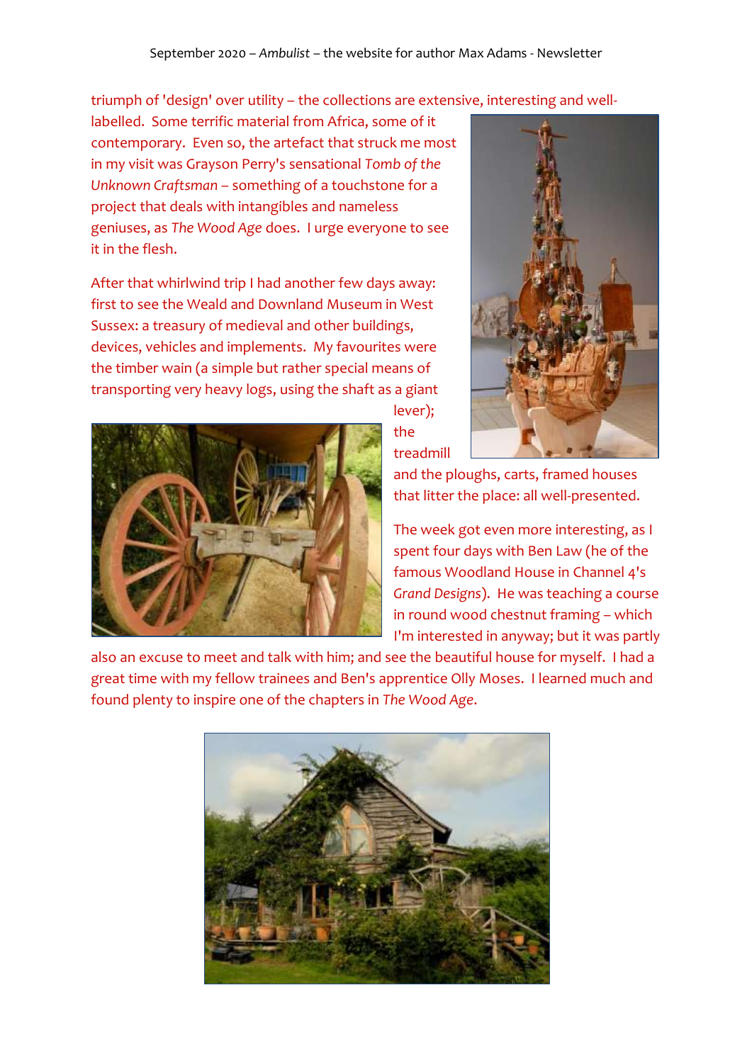triumph of 'design' over utility – the collections are extensive, interesting and well-labelled. Some terrific material from Africa, some of it contemporary. Even so, the artefact that struck me most in my visit was Grayson Perry's sensational *Tomb of the Unknown Craftsman* – something of a touchstone for a project that deals with intangibles and nameless geniuses, as *The Wood Age* does. I urge everyone to see it in the flesh.

After that whirlwind trip I had another few days away: first to see the Weald and Downland Museum in West Sussex: a treasury of medieval and other buildings, devices, vehicles and implements. My favourites were the timber wain (a simple but rather special means of transporting very heavy logs, using the shaft as a giant lever); the treadmill and the ploughs, carts, framed houses that litter the place: all well-presented.

The week got even more interesting, as I spent four days with Ben Law (he of the famous Woodland House in Channel 4's *Grand Designs*). He was teaching a course in round wood chestnut framing – which I'm interested in anyway; but it was partly also an excuse to meet and talk with him; and see the beautiful house for myself. I had a great time with my fellow trainees and Ben's apprentice Olly Moses. I learned much and found plenty to inspire one of the chapters in *The Wood Age*.